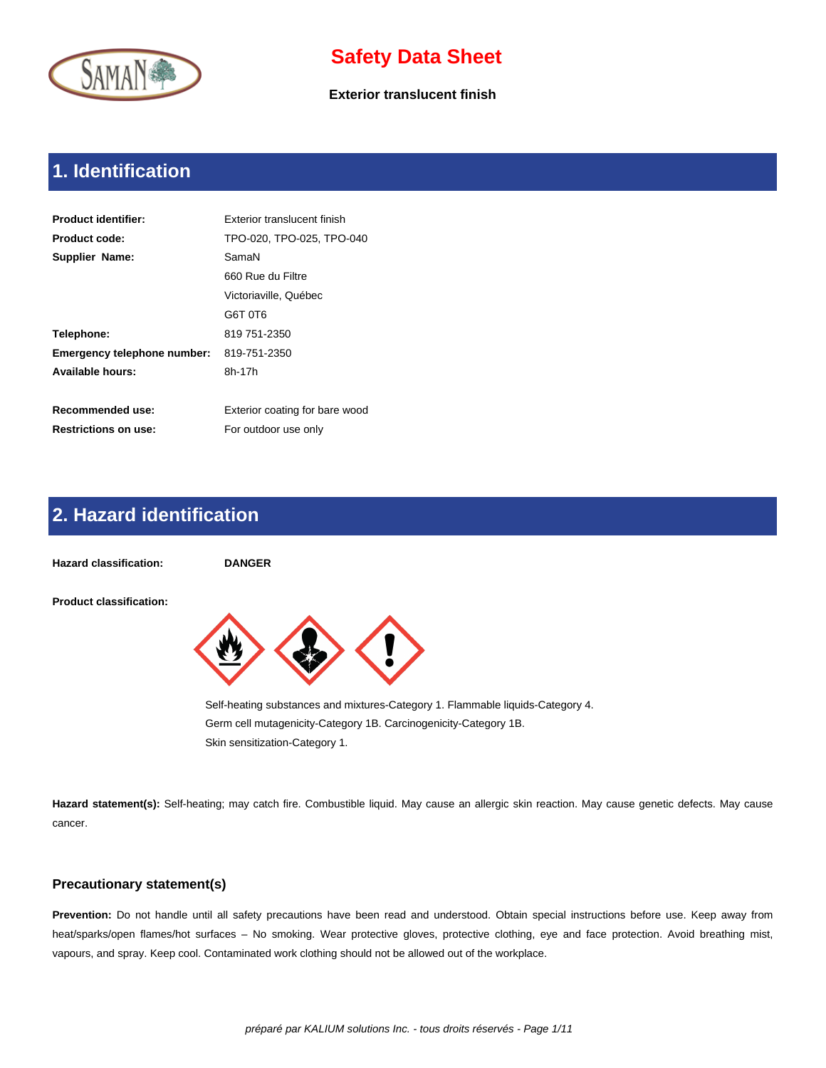# Safety Data Sheet

**Exterior translucent finish**

## 1. Identification

| | |
|---|---|
| **Product identifier:** | Exterior translucent finish |
| **Product code:** | TPO-020, TPO-025, TPO-040 |
| **Supplier Name:** | SamaN |
| | 660 Rue du Filtre |
| | Victoriaville, Québec |
| | G6T 0T6 |
| **Telephone:** | 819 751-2350 |
| **Emergency telephone number:** | 819-751-2350 |
| **Available hours:** | 8h-17h |
| **Recommended use:** | Exterior coating for bare wood |
| **Restrictions on use:** | For outdoor use only |

## 2. Hazard identification

**Hazard classification:** **DANGER**

**Product classification:**

Self-heating substances and mixtures-Category 1. Flammable liquids-Category 4.
Germ cell mutagenicity-Category 1B. Carcinogenicity-Category 1B.
Skin sensitization-Category 1.

**Hazard statement(s):** Self-heating; may catch fire. Combustible liquid. May cause an allergic skin reaction. May cause genetic defects. May cause cancer.

### Precautionary statement(s)

**Prevention:** Do not handle until all safety precautions have been read and understood. Obtain special instructions before use. Keep away from heat/sparks/open flames/hot surfaces – No smoking. Wear protective gloves, protective clothing, eye and face protection. Avoid breathing mist, vapours, and spray. Keep cool. Contaminated work clothing should not be allowed out of the workplace.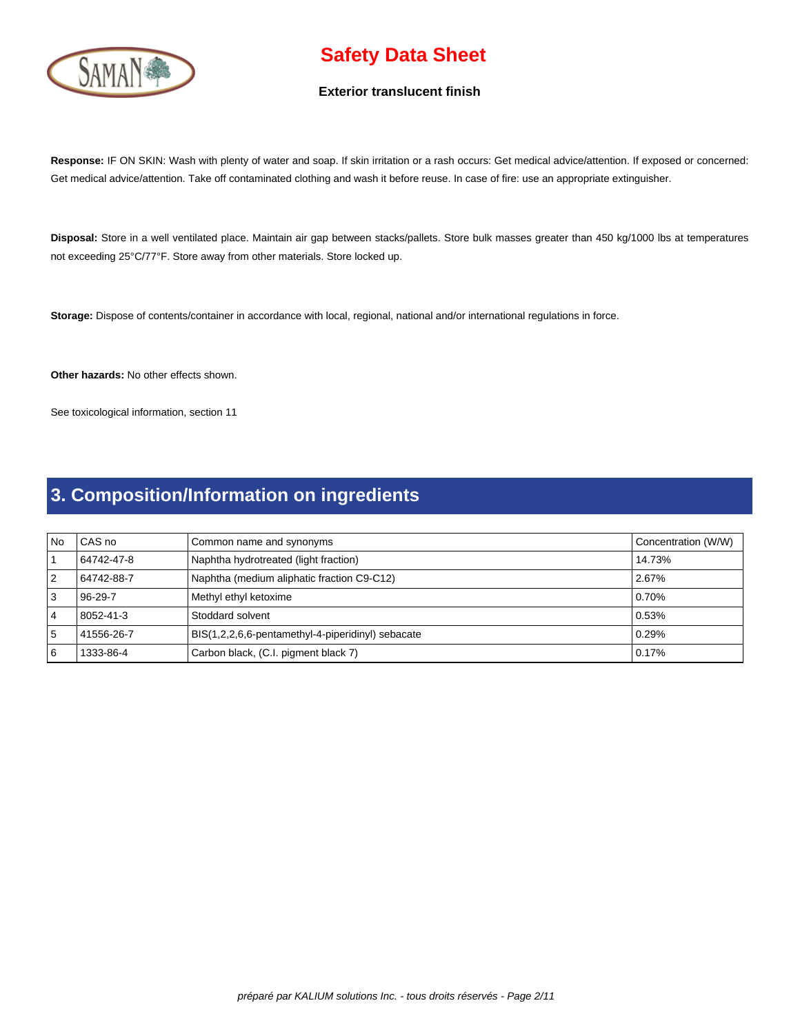**Response:** IF ON SKIN: Wash with plenty of water and soap. If skin irritation or a rash occurs: Get medical advice/attention. If exposed or concerned: Get medical advice/attention. Take off contaminated clothing and wash it before reuse. In case of fire: use an appropriate extinguisher.

**Disposal:** Store in a well ventilated place. Maintain air gap between stacks/pallets. Store bulk masses greater than 450 kg/1000 lbs at temperatures not exceeding 25°C/77°F. Store away from other materials. Store locked up.

**Storage:** Dispose of contents/container in accordance with local, regional, national and/or international regulations in force.

**Other hazards:** No other effects shown.

See toxicological information, section 11

## 3. Composition/Information on ingredients

| No | CAS no | Common name and synonyms | Concentration (W/W) |
|---|---|---|---|
| 1 | 64742-47-8 | Naphtha hydrotreated (light fraction) | 14.73% |
| 2 | 64742-88-7 | Naphtha (medium aliphatic fraction C9-C12) | 2.67% |
| 3 | 96-29-7 | Methyl ethyl ketoxime | 0.70% |
| 4 | 8052-41-3 | Stoddard solvent | 0.53% |
| 5 | 41556-26-7 | BIS(1,2,2,6,6-pentamethyl-4-piperidinyl) sebacate | 0.29% |
| 6 | 1333-86-4 | Carbon black, (C.I. pigment black 7) | 0.17% |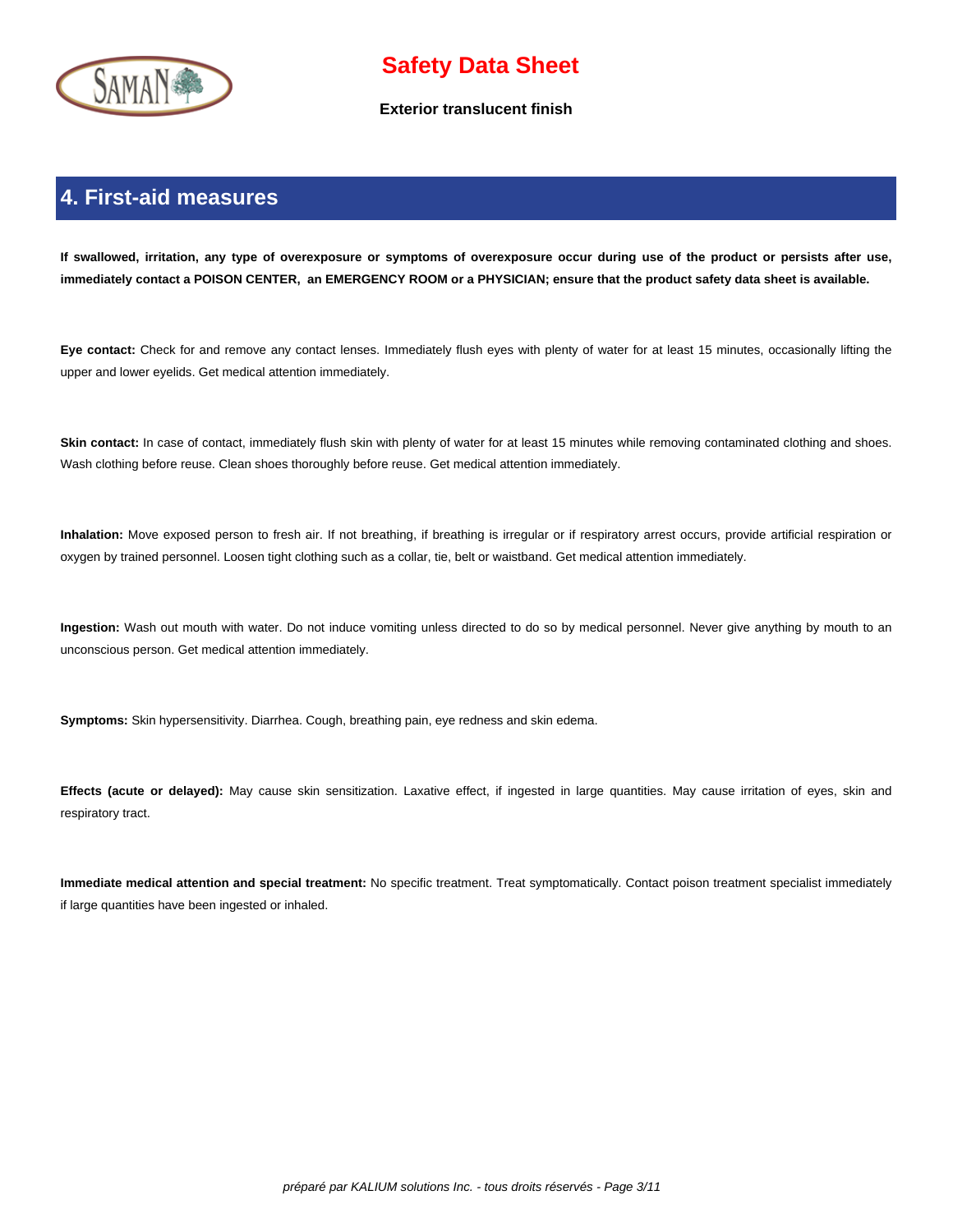## 4. First-aid measures

**If swallowed, irritation, any type of overexposure or symptoms of overexposure occur during use of the product or persists after use, immediately contact a POISON CENTER, an EMERGENCY ROOM or a PHYSICIAN; ensure that the product safety data sheet is available.**

**Eye contact:** Check for and remove any contact lenses. Immediately flush eyes with plenty of water for at least 15 minutes, occasionally lifting the upper and lower eyelids. Get medical attention immediately.

**Skin contact:** In case of contact, immediately flush skin with plenty of water for at least 15 minutes while removing contaminated clothing and shoes. Wash clothing before reuse. Clean shoes thoroughly before reuse. Get medical attention immediately.

**Inhalation:** Move exposed person to fresh air. If not breathing, if breathing is irregular or if respiratory arrest occurs, provide artificial respiration or oxygen by trained personnel. Loosen tight clothing such as a collar, tie, belt or waistband. Get medical attention immediately.

**Ingestion:** Wash out mouth with water. Do not induce vomiting unless directed to do so by medical personnel. Never give anything by mouth to an unconscious person. Get medical attention immediately.

**Symptoms:** Skin hypersensitivity. Diarrhea. Cough, breathing pain, eye redness and skin edema.

**Effects (acute or delayed):** May cause skin sensitization. Laxative effect, if ingested in large quantities. May cause irritation of eyes, skin and respiratory tract.

**Immediate medical attention and special treatment:** No specific treatment. Treat symptomatically. Contact poison treatment specialist immediately if large quantities have been ingested or inhaled.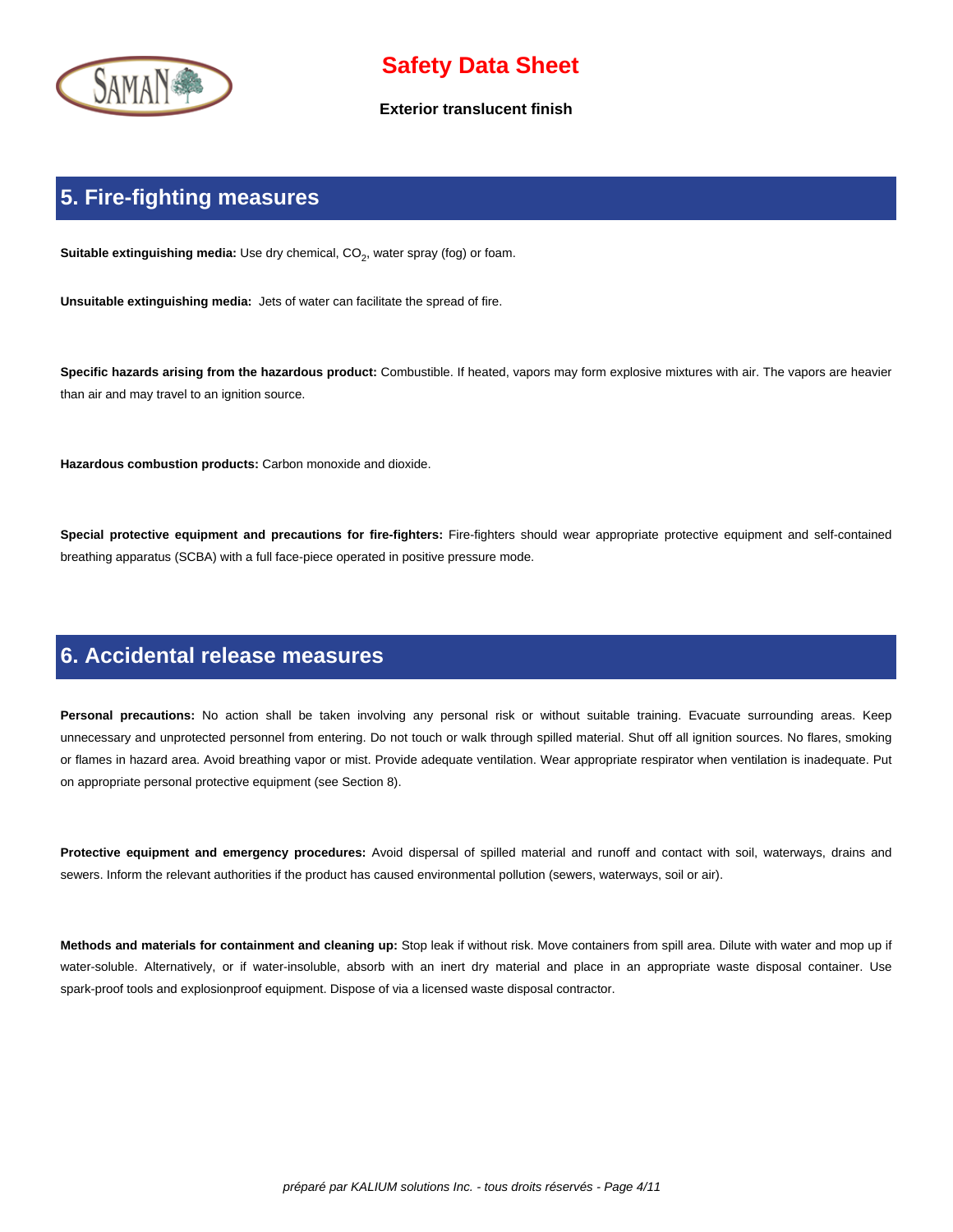## 5. Fire-fighting measures

**Suitable extinguishing media:** Use dry chemical, $CO_2$, water spray (fog) or foam.

**Unsuitable extinguishing media:** Jets of water can facilitate the spread of fire.

**Specific hazards arising from the hazardous product:** Combustible. If heated, vapors may form explosive mixtures with air. The vapors are heavier than air and may travel to an ignition source.

**Hazardous combustion products:** Carbon monoxide and dioxide.

**Special protective equipment and precautions for fire-fighters:** Fire-fighters should wear appropriate protective equipment and self-contained breathing apparatus (SCBA) with a full face-piece operated in positive pressure mode.

## 6. Accidental release measures

**Personal precautions:** No action shall be taken involving any personal risk or without suitable training. Evacuate surrounding areas. Keep unnecessary and unprotected personnel from entering. Do not touch or walk through spilled material. Shut off all ignition sources. No flares, smoking or flames in hazard area. Avoid breathing vapor or mist. Provide adequate ventilation. Wear appropriate respirator when ventilation is inadequate. Put on appropriate personal protective equipment (see Section 8).

**Protective equipment and emergency procedures:** Avoid dispersal of spilled material and runoff and contact with soil, waterways, drains and sewers. Inform the relevant authorities if the product has caused environmental pollution (sewers, waterways, soil or air).

**Methods and materials for containment and cleaning up:** Stop leak if without risk. Move containers from spill area. Dilute with water and mop up if water-soluble. Alternatively, or if water-insoluble, absorb with an inert dry material and place in an appropriate waste disposal container. Use spark-proof tools and explosionproof equipment. Dispose of via a licensed waste disposal contractor.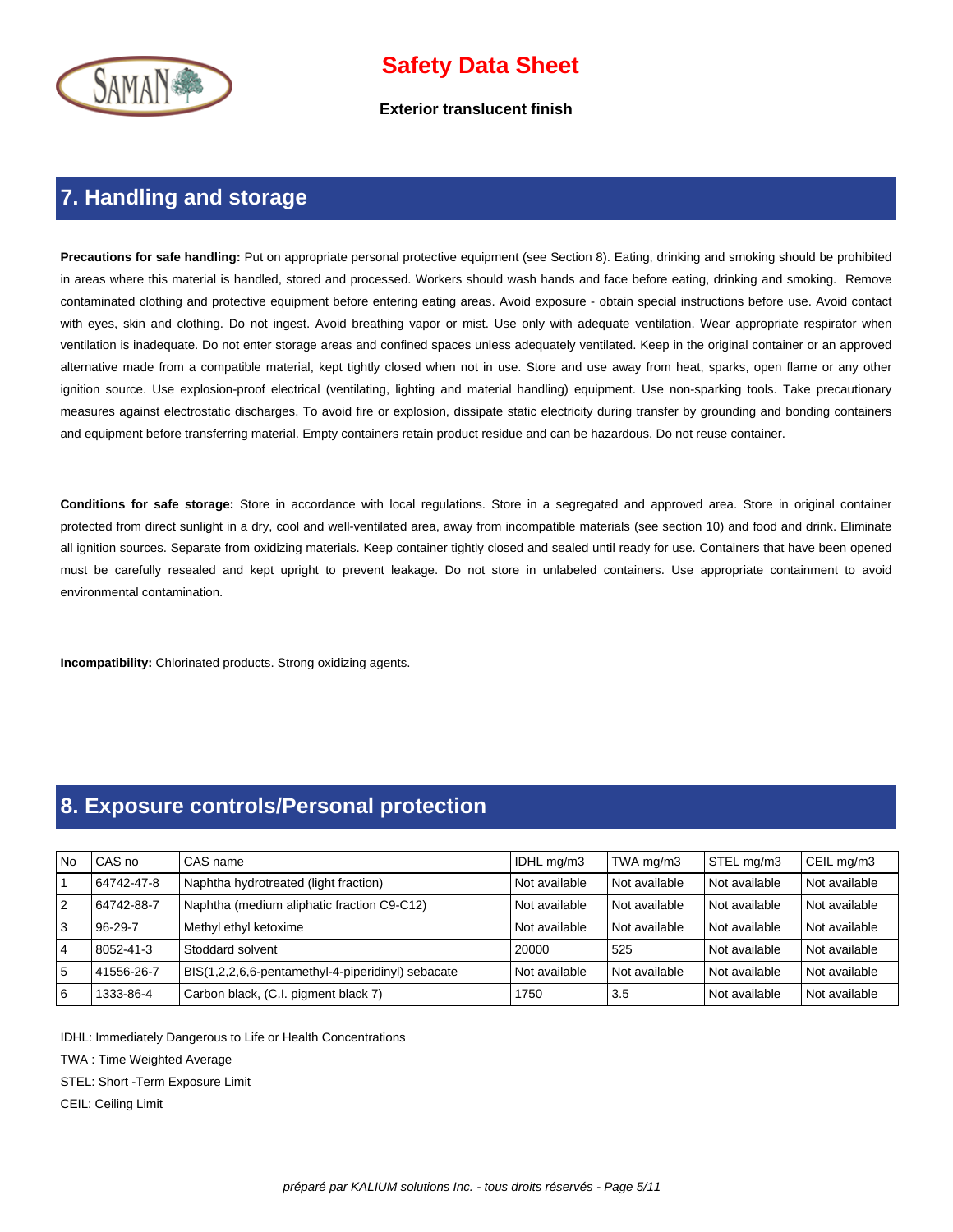## 7. Handling and storage

**Precautions for safe handling:** Put on appropriate personal protective equipment (see Section 8). Eating, drinking and smoking should be prohibited in areas where this material is handled, stored and processed. Workers should wash hands and face before eating, drinking and smoking. Remove contaminated clothing and protective equipment before entering eating areas. Avoid exposure - obtain special instructions before use. Avoid contact with eyes, skin and clothing. Do not ingest. Avoid breathing vapor or mist. Use only with adequate ventilation. Wear appropriate respirator when ventilation is inadequate. Do not enter storage areas and confined spaces unless adequately ventilated. Keep in the original container or an approved alternative made from a compatible material, kept tightly closed when not in use. Store and use away from heat, sparks, open flame or any other ignition source. Use explosion-proof electrical (ventilating, lighting and material handling) equipment. Use non-sparking tools. Take precautionary measures against electrostatic discharges. To avoid fire or explosion, dissipate static electricity during transfer by grounding and bonding containers and equipment before transferring material. Empty containers retain product residue and can be hazardous. Do not reuse container.

**Conditions for safe storage:** Store in accordance with local regulations. Store in a segregated and approved area. Store in original container protected from direct sunlight in a dry, cool and well-ventilated area, away from incompatible materials (see section 10) and food and drink. Eliminate all ignition sources. Separate from oxidizing materials. Keep container tightly closed and sealed until ready for use. Containers that have been opened must be carefully resealed and kept upright to prevent leakage. Do not store in unlabeled containers. Use appropriate containment to avoid environmental contamination.

**Incompatibility:** Chlorinated products. Strong oxidizing agents.

## 8. Exposure controls/Personal protection

| No | CAS no | CAS name | IDHL mg/m3 | TWA mg/m3 | STEL mg/m3 | CEIL mg/m3 |
|---|---|---|---|---|---|---|
| 1 | 64742-47-8 | Naphtha hydrotreated (light fraction) | Not available | Not available | Not available | Not available |
| 2 | 64742-88-7 | Naphtha (medium aliphatic fraction C9-C12) | Not available | Not available | Not available | Not available |
| 3 | 96-29-7 | Methyl ethyl ketoxime | Not available | Not available | Not available | Not available |
| 4 | 8052-41-3 | Stoddard solvent | 20000 | 525 | Not available | Not available |
| 5 | 41556-26-7 | BIS(1,2,2,6,6-pentamethyl-4-piperidinyl) sebacate | Not available | Not available | Not available | Not available |
| 6 | 1333-86-4 | Carbon black, (C.I. pigment black 7) | 1750 | 3.5 | Not available | Not available |

IDHL: Immediately Dangerous to Life or Health Concentrations

TWA : Time Weighted Average

STEL: Short -Term Exposure Limit

CEIL: Ceiling Limit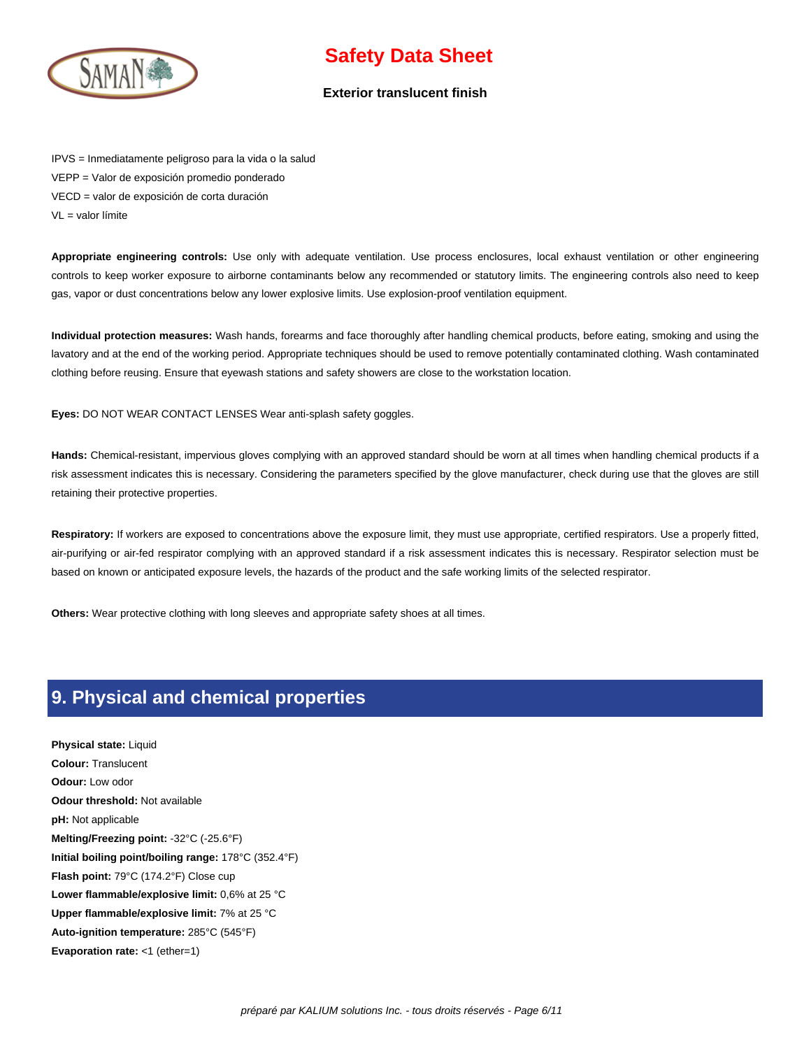IPVS = Inmediatamente peligroso para la vida o la salud
VEPP = Valor de exposición promedio ponderado
VECD = valor de exposición de corta duración
VL = valor límite

**Appropriate engineering controls:** Use only with adequate ventilation. Use process enclosures, local exhaust ventilation or other engineering controls to keep worker exposure to airborne contaminants below any recommended or statutory limits. The engineering controls also need to keep gas, vapor or dust concentrations below any lower explosive limits. Use explosion-proof ventilation equipment.

**Individual protection measures:** Wash hands, forearms and face thoroughly after handling chemical products, before eating, smoking and using the lavatory and at the end of the working period. Appropriate techniques should be used to remove potentially contaminated clothing. Wash contaminated clothing before reusing. Ensure that eyewash stations and safety showers are close to the workstation location.

**Eyes:** DO NOT WEAR CONTACT LENSES Wear anti-splash safety goggles.

**Hands:** Chemical-resistant, impervious gloves complying with an approved standard should be worn at all times when handling chemical products if a risk assessment indicates this is necessary. Considering the parameters specified by the glove manufacturer, check during use that the gloves are still retaining their protective properties.

**Respiratory:** If workers are exposed to concentrations above the exposure limit, they must use appropriate, certified respirators. Use a properly fitted, air-purifying or air-fed respirator complying with an approved standard if a risk assessment indicates this is necessary. Respirator selection must be based on known or anticipated exposure levels, the hazards of the product and the safe working limits of the selected respirator.

**Others:** Wear protective clothing with long sleeves and appropriate safety shoes at all times.

## 9. Physical and chemical properties

**Physical state:** Liquid
**Colour:** Translucent
**Odour:** Low odor
**Odour threshold:** Not available
**pH:** Not applicable
**Melting/Freezing point:** -32°C (-25.6°F)
**Initial boiling point/boiling range:** 178°C (352.4°F)
**Flash point:** 79°C (174.2°F) Close cup
**Lower flammable/explosive limit:** 0,6% at 25 °C
**Upper flammable/explosive limit:** 7% at 25 °C
**Auto-ignition temperature:** 285°C (545°F)
**Evaporation rate:** <1 (ether=1)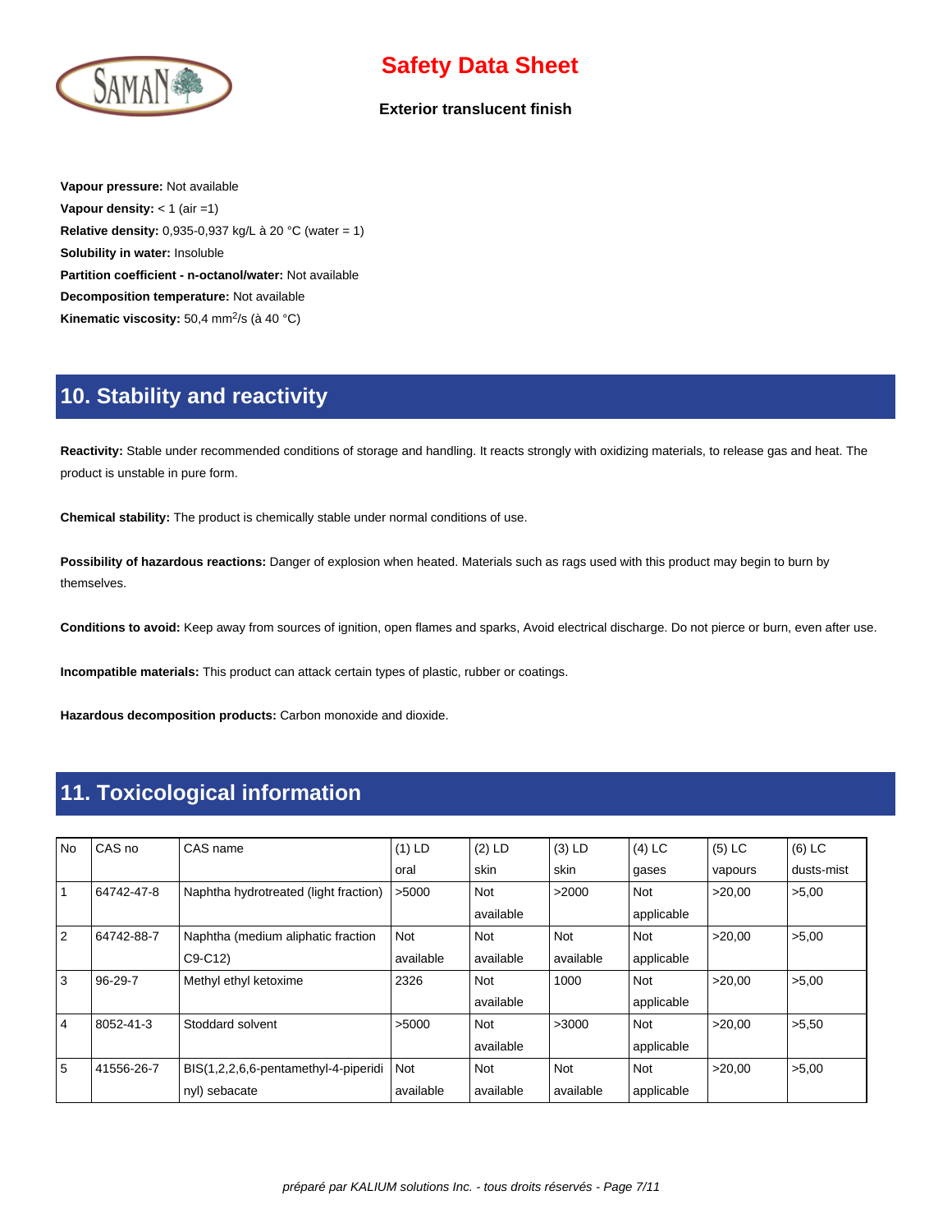**Vapour pressure:** Not available
**Vapour density:** < 1 (air =1)
**Relative density:** 0,935-0,937 kg/L à 20 °C (water = 1)
**Solubility in water:** Insoluble
**Partition coefficient - n-octanol/water:** Not available
**Decomposition temperature:** Not available
**Kinematic viscosity:** 50,4 $mm^2/s$ (à 40 °C)

## 10. Stability and reactivity

**Reactivity:** Stable under recommended conditions of storage and handling. It reacts strongly with oxidizing materials, to release gas and heat. The product is unstable in pure form.

**Chemical stability:** The product is chemically stable under normal conditions of use.

**Possibility of hazardous reactions:** Danger of explosion when heated. Materials such as rags used with this product may begin to burn by themselves.

**Conditions to avoid:** Keep away from sources of ignition, open flames and sparks, Avoid electrical discharge. Do not pierce or burn, even after use.

**Incompatible materials:** This product can attack certain types of plastic, rubber or coatings.

**Hazardous decomposition products:** Carbon monoxide and dioxide.

## 11. Toxicological information

| No | CAS no | CAS name | (1) LD oral | (2) LD skin | (3) LD skin | (4) LC gases | (5) LC vapours | (6) LC dusts-mist |
|---|---|---|---|---|---|---|---|---|
| 1 | 64742-47-8 | Naphtha hydrotreated (light fraction) | >5000 | Not available | >2000 | Not applicable | >20,00 | >5,00 |
| 2 | 64742-88-7 | Naphtha (medium aliphatic fraction C9-C12) | Not available | Not available | Not available | Not applicable | >20,00 | >5,00 |
| 3 | 96-29-7 | Methyl ethyl ketoxime | 2326 | Not available | 1000 | Not applicable | >20,00 | >5,00 |
| 4 | 8052-41-3 | Stoddard solvent | >5000 | Not available | >3000 | Not applicable | >20,00 | >5,50 |
| 5 | 41556-26-7 | BIS(1,2,2,6,6-pentamethyl-4-piperidinyl) sebacate | Not available | Not available | Not available | Not applicable | >20,00 | >5,00 |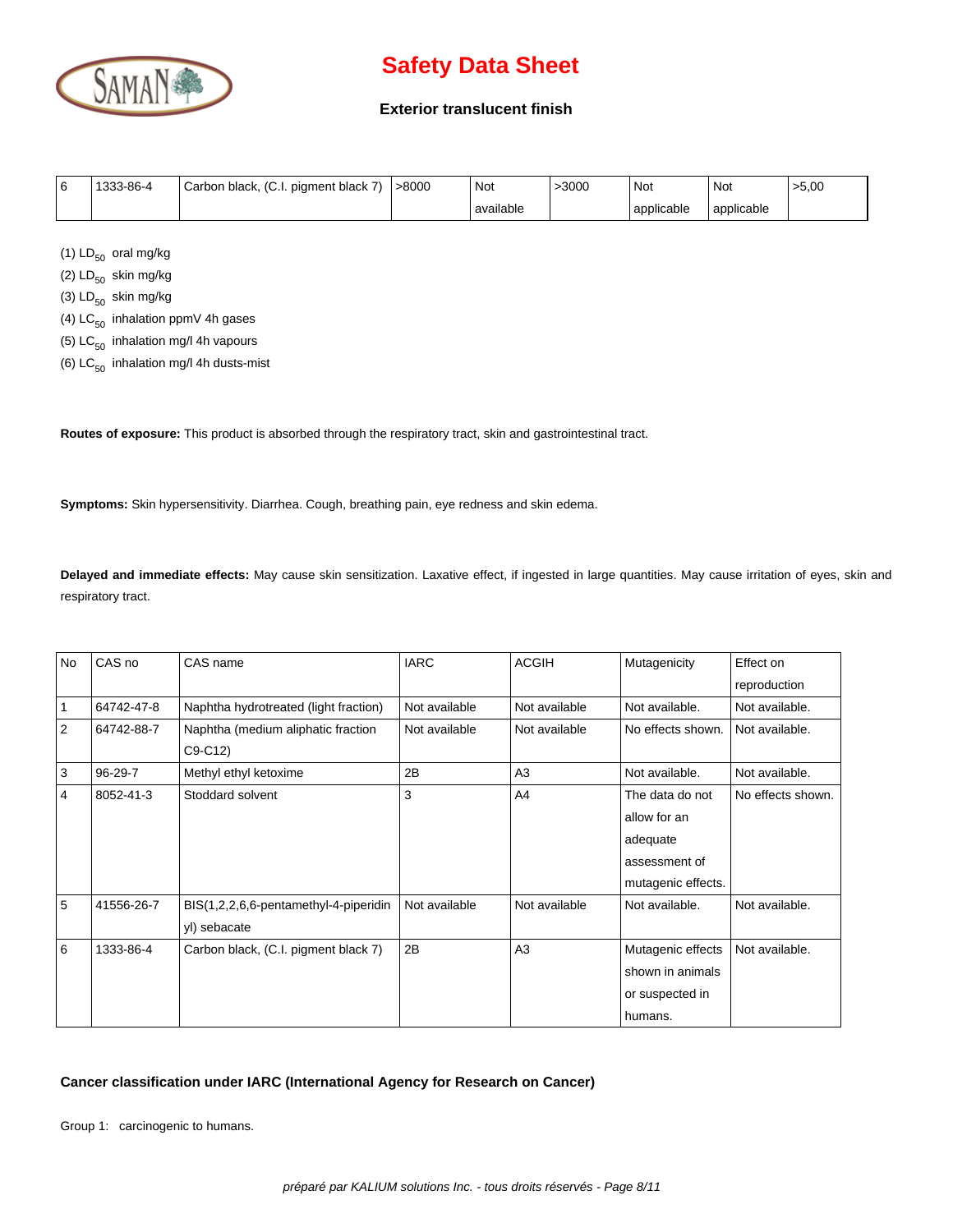| 6 | 1333-86-4 | Carbon black, (C.I. pigment black 7) | >8000 | Not available | >3000 | Not applicable | Not applicable | >5,00 |
|---|---|---|---|---|---|---|---|---|

(1) $LD_{50}$ oral mg/kg

(2) $LD_{50}$ skin mg/kg

(3) $LD_{50}$ skin mg/kg

(4) $LC_{50}$ inhalation ppmV 4h gases

(5) $LC_{50}$ inhalation mg/l 4h vapours

(6) $LC_{50}$ inhalation mg/l 4h dusts-mist

**Routes of exposure:** This product is absorbed through the respiratory tract, skin and gastrointestinal tract.

**Symptoms:** Skin hypersensitivity. Diarrhea. Cough, breathing pain, eye redness and skin edema.

**Delayed and immediate effects:** May cause skin sensitization. Laxative effect, if ingested in large quantities. May cause irritation of eyes, skin and respiratory tract.

| No | CAS no | CAS name | IARC | ACGIH | Mutagenicity | Effect on reproduction |
|---|---|---|---|---|---|---|
| 1 | 64742-47-8 | Naphtha hydrotreated (light fraction) | Not available | Not available | Not available. | Not available. |
| 2 | 64742-88-7 | Naphtha (medium aliphatic fraction C9-C12) | Not available | Not available | No effects shown. | Not available. |
| 3 | 96-29-7 | Methyl ethyl ketoxime | 2B | A3 | Not available. | Not available. |
| 4 | 8052-41-3 | Stoddard solvent | 3 | A4 | The data do not allow for an adequate assessment of mutagenic effects. | No effects shown. |
| 5 | 41556-26-7 | BIS(1,2,2,6,6-pentamethyl-4-piperidinyl) sebacate | Not available | Not available | Not available. | Not available. |
| 6 | 1333-86-4 | Carbon black, (C.I. pigment black 7) | 2B | A3 | Mutagenic effects shown in animals or suspected in humans. | Not available. |

**Cancer classification under IARC (International Agency for Research on Cancer)**

Group 1: carcinogenic to humans.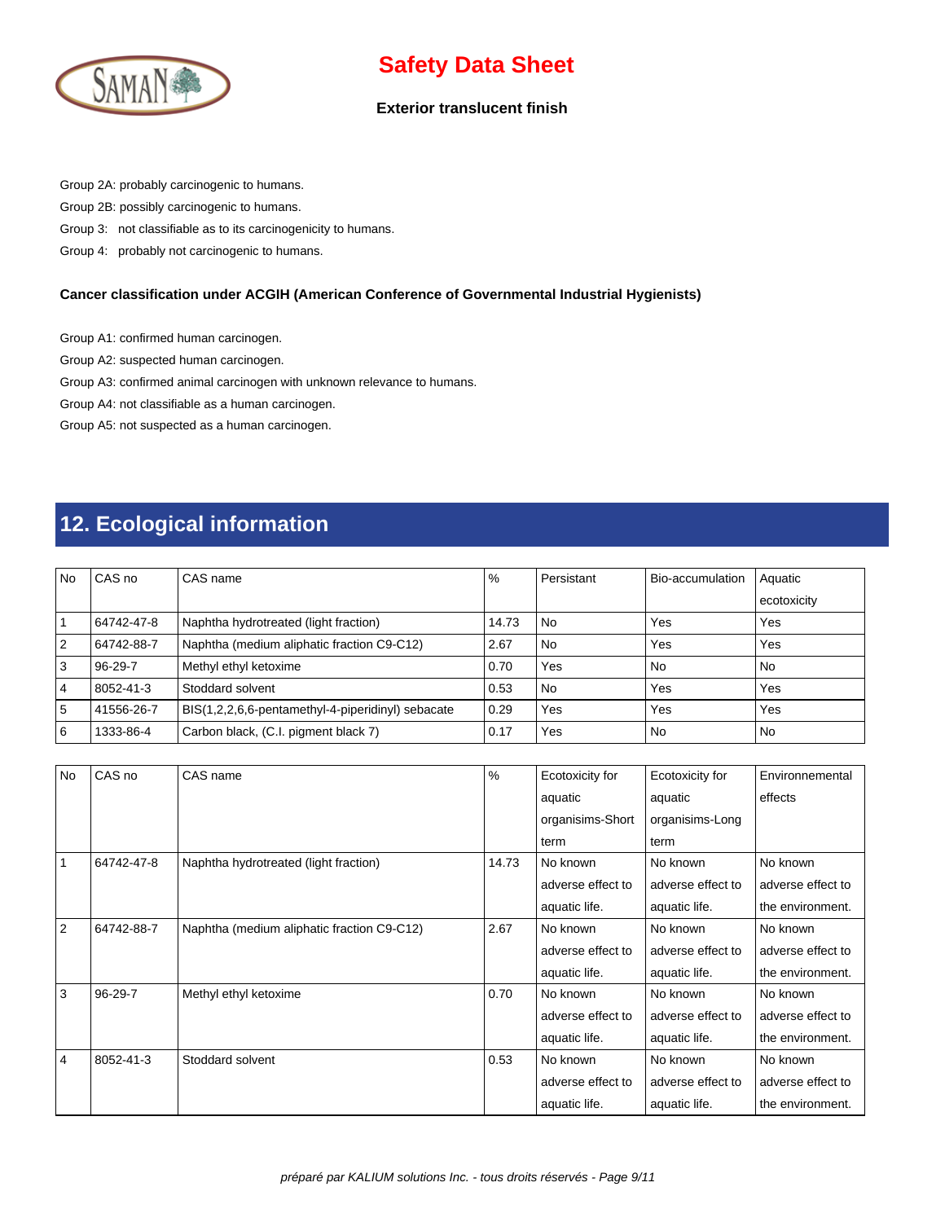Group 2A: probably carcinogenic to humans.

Group 2B: possibly carcinogenic to humans.

Group 3: not classifiable as to its carcinogenicity to humans.

Group 4: probably not carcinogenic to humans.

**Cancer classification under ACGIH (American Conference of Governmental Industrial Hygienists)**

Group A1: confirmed human carcinogen.

Group A2: suspected human carcinogen.

Group A3: confirmed animal carcinogen with unknown relevance to humans.

Group A4: not classifiable as a human carcinogen.

Group A5: not suspected as a human carcinogen.

## 12. Ecological information

| No | CAS no | CAS name | % | Persistant | Bio-accumulation | Aquatic ecotoxicity |
|---|---|---|---|---|---|---|
| 1 | 64742-47-8 | Naphtha hydrotreated (light fraction) | 14.73 | No | Yes | Yes |
| 2 | 64742-88-7 | Naphtha (medium aliphatic fraction C9-C12) | 2.67 | No | Yes | Yes |
| 3 | 96-29-7 | Methyl ethyl ketoxime | 0.70 | Yes | No | No |
| 4 | 8052-41-3 | Stoddard solvent | 0.53 | No | Yes | Yes |
| 5 | 41556-26-7 | BIS(1,2,2,6,6-pentamethyl-4-piperidinyl) sebacate | 0.29 | Yes | Yes | Yes |
| 6 | 1333-86-4 | Carbon black, (C.I. pigment black 7) | 0.17 | Yes | No | No |

| No | CAS no | CAS name | % | Ecotoxicity for aquatic organisims-Short term | Ecotoxicity for aquatic organisims-Long term | Environnemental effects |
|---|---|---|---|---|---|---|
| 1 | 64742-47-8 | Naphtha hydrotreated (light fraction) | 14.73 | No known adverse effect to aquatic life. | No known adverse effect to aquatic life. | No known adverse effect to the environment. |
| 2 | 64742-88-7 | Naphtha (medium aliphatic fraction C9-C12) | 2.67 | No known adverse effect to aquatic life. | No known adverse effect to aquatic life. | No known adverse effect to the environment. |
| 3 | 96-29-7 | Methyl ethyl ketoxime | 0.70 | No known adverse effect to aquatic life. | No known adverse effect to aquatic life. | No known adverse effect to the environment. |
| 4 | 8052-41-3 | Stoddard solvent | 0.53 | No known adverse effect to aquatic life. | No known adverse effect to aquatic life. | No known adverse effect to the environment. |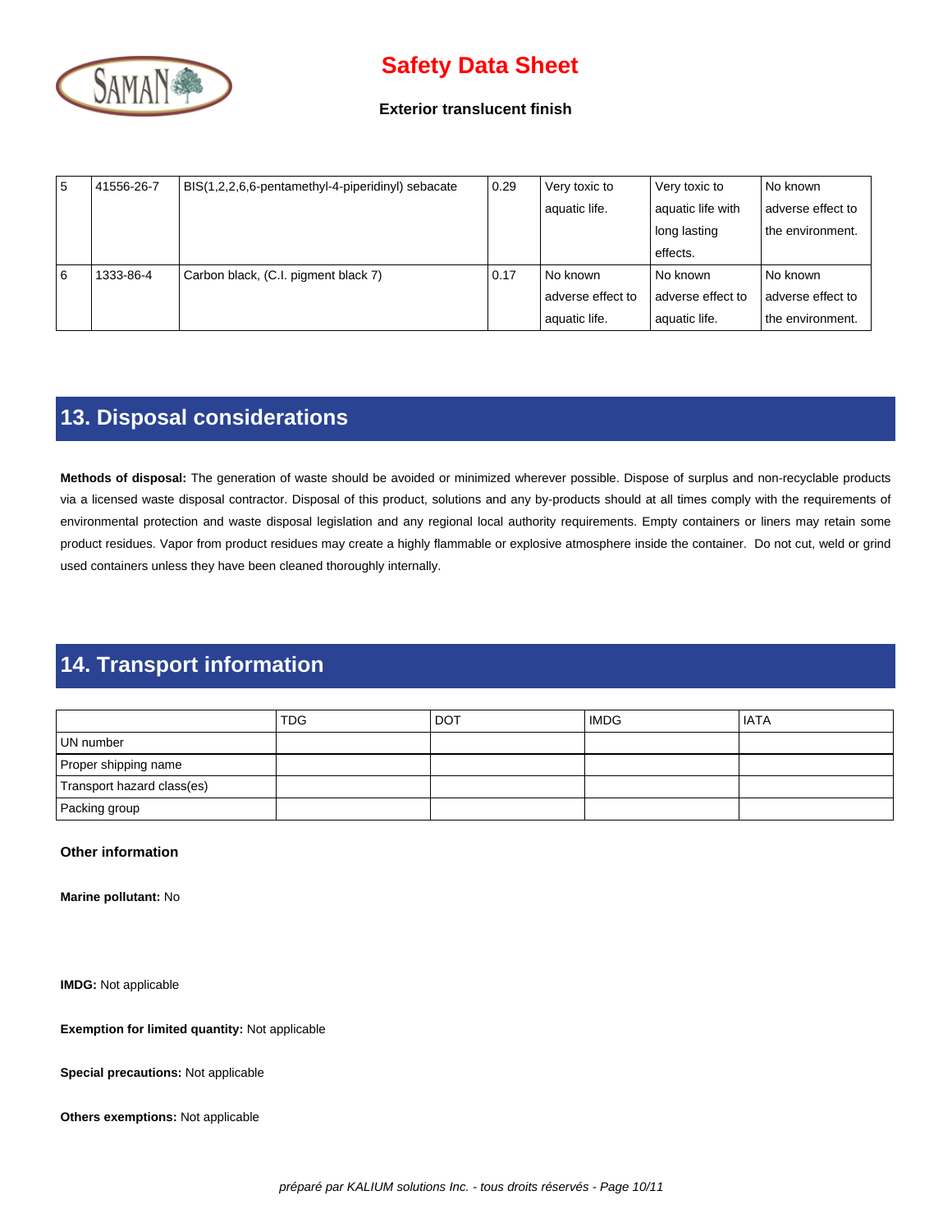| 5 | 41556-26-7 | BIS(1,2,2,6,6-pentamethyl-4-piperidinyl) sebacate | 0.29 | Very toxic to aquatic life. | Very toxic to aquatic life with long lasting effects. | No known adverse effect to the environment. |
|---|---|---|---|---|---|---|
| 6 | 1333-86-4 | Carbon black, (C.I. pigment black 7) | 0.17 | No known adverse effect to aquatic life. | No known adverse effect to aquatic life. | No known adverse effect to the environment. |

## 13. Disposal considerations

**Methods of disposal:** The generation of waste should be avoided or minimized wherever possible. Dispose of surplus and non-recyclable products via a licensed waste disposal contractor. Disposal of this product, solutions and any by-products should at all times comply with the requirements of environmental protection and waste disposal legislation and any regional local authority requirements. Empty containers or liners may retain some product residues. Vapor from product residues may create a highly flammable or explosive atmosphere inside the container. Do not cut, weld or grind used containers unless they have been cleaned thoroughly internally.

## 14. Transport information

| | TDG | DOT | IMDG | IATA |
|---|---|---|---|---|
| UN number | | | | |
| Proper shipping name | | | | |
| Transport hazard class(es) | | | | |
| Packing group | | | | |

**Other information**

**Marine pollutant:** No

**IMDG:** Not applicable

**Exemption for limited quantity:** Not applicable

**Special precautions:** Not applicable

**Others exemptions:** Not applicable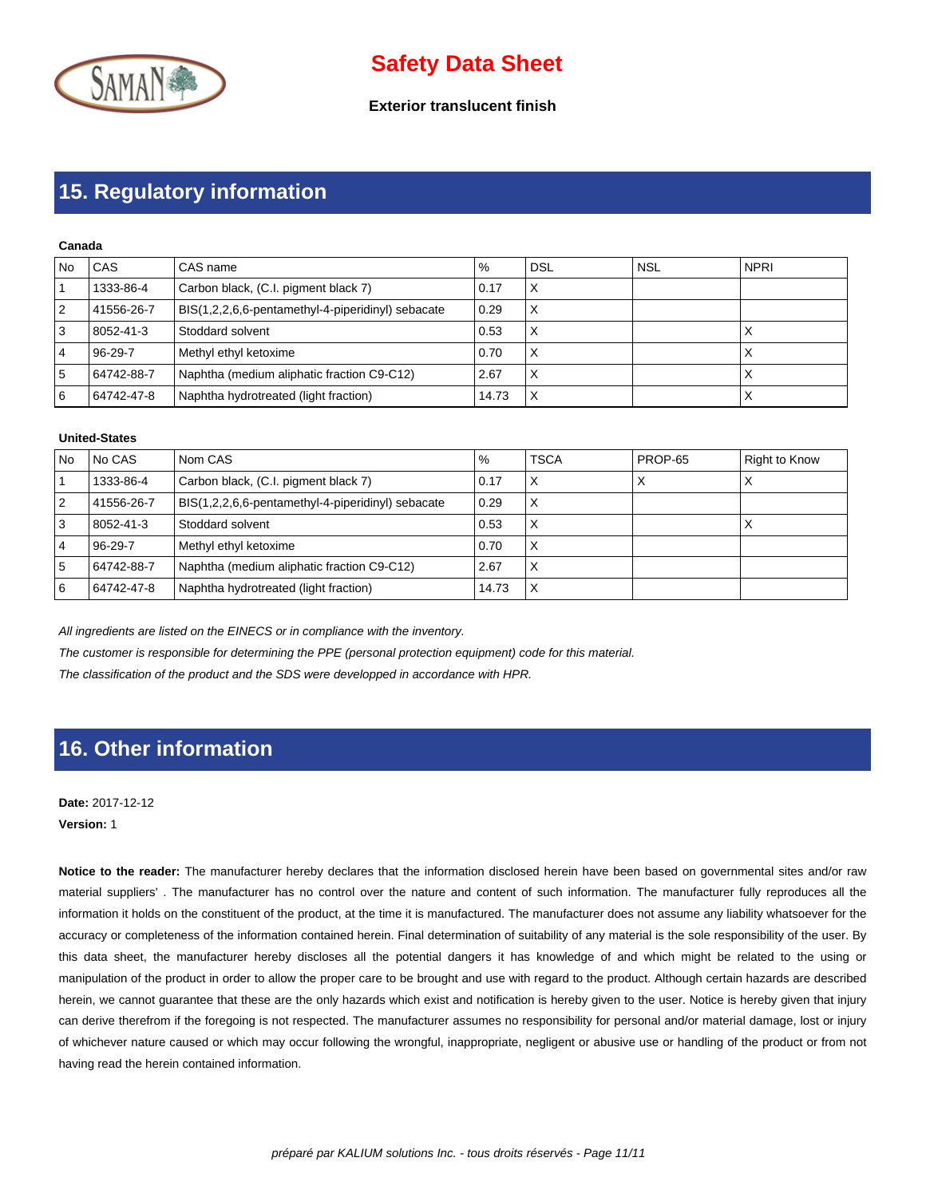# 15. Regulatory information

**Canada**

| No | CAS | CAS name | % | DSL | NSL | NPRI |
|---|---|---|---|---|---|---|
| 1 | 1333-86-4 | Carbon black, (C.I. pigment black 7) | 0.17 | X | | |
| 2 | 41556-26-7 | BIS(1,2,2,6,6-pentamethyl-4-piperidinyl) sebacate | 0.29 | X | | |
| 3 | 8052-41-3 | Stoddard solvent | 0.53 | X | | X |
| 4 | 96-29-7 | Methyl ethyl ketoxime | 0.70 | X | | X |
| 5 | 64742-88-7 | Naphtha (medium aliphatic fraction C9-C12) | 2.67 | X | | X |
| 6 | 64742-47-8 | Naphtha hydrotreated (light fraction) | 14.73 | X | | X |

**United-States**

| No | No CAS | Nom CAS | % | TSCA | PROP-65 | Right to Know |
|---|---|---|---|---|---|---|
| 1 | 1333-86-4 | Carbon black, (C.I. pigment black 7) | 0.17 | X | X | X |
| 2 | 41556-26-7 | BIS(1,2,2,6,6-pentamethyl-4-piperidinyl) sebacate | 0.29 | X | | |
| 3 | 8052-41-3 | Stoddard solvent | 0.53 | X | | X |
| 4 | 96-29-7 | Methyl ethyl ketoxime | 0.70 | X | | |
| 5 | 64742-88-7 | Naphtha (medium aliphatic fraction C9-C12) | 2.67 | X | | |
| 6 | 64742-47-8 | Naphtha hydrotreated (light fraction) | 14.73 | X | | |

*All ingredients are listed on the EINECS or in compliance with the inventory.*

*The customer is responsible for determining the PPE (personal protection equipment) code for this material.*

*The classification of the product and the SDS were developped in accordance with HPR.*

# 16. Other information

**Date:** 2017-12-12

**Version:** 1

**Notice to the reader:** The manufacturer hereby declares that the information disclosed herein have been based on governmental sites and/or raw material suppliers' . The manufacturer has no control over the nature and content of such information. The manufacturer fully reproduces all the information it holds on the constituent of the product, at the time it is manufactured. The manufacturer does not assume any liability whatsoever for the accuracy or completeness of the information contained herein. Final determination of suitability of any material is the sole responsibility of the user. By this data sheet, the manufacturer hereby discloses all the potential dangers it has knowledge of and which might be related to the using or manipulation of the product in order to allow the proper care to be brought and use with regard to the product. Although certain hazards are described herein, we cannot guarantee that these are the only hazards which exist and notification is hereby given to the user. Notice is hereby given that injury can derive therefrom if the foregoing is not respected. The manufacturer assumes no responsibility for personal and/or material damage, lost or injury of whichever nature caused or which may occur following the wrongful, inappropriate, negligent or abusive use or handling of the product or from not having read the herein contained information.